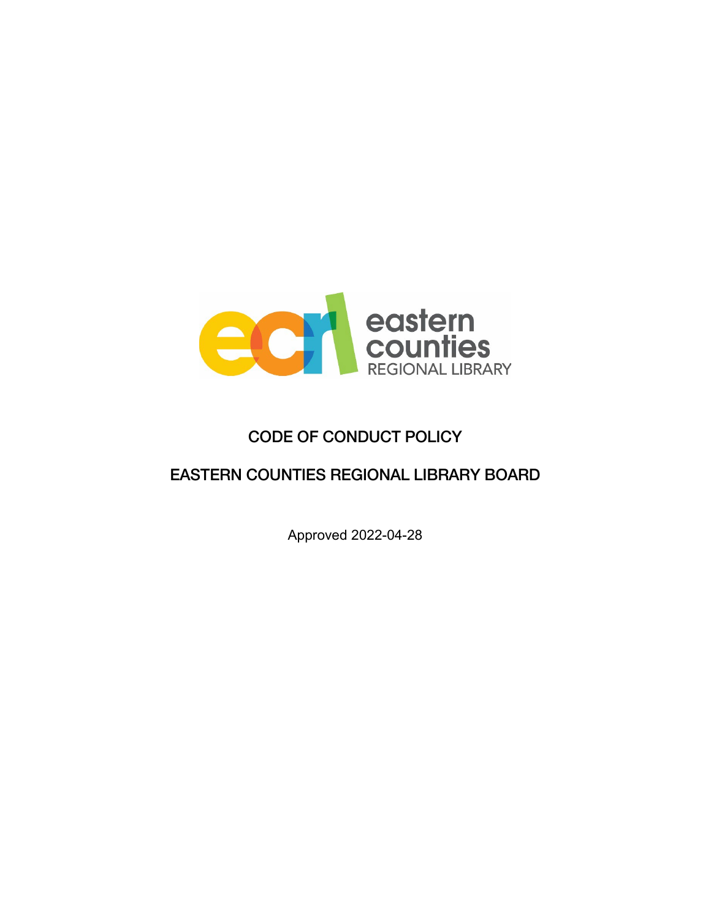# CODE OF CONDUCT POLICY

## EASTERN COUNTIES REGIONAL LIBRARY BOARD

Approved 2022-04-28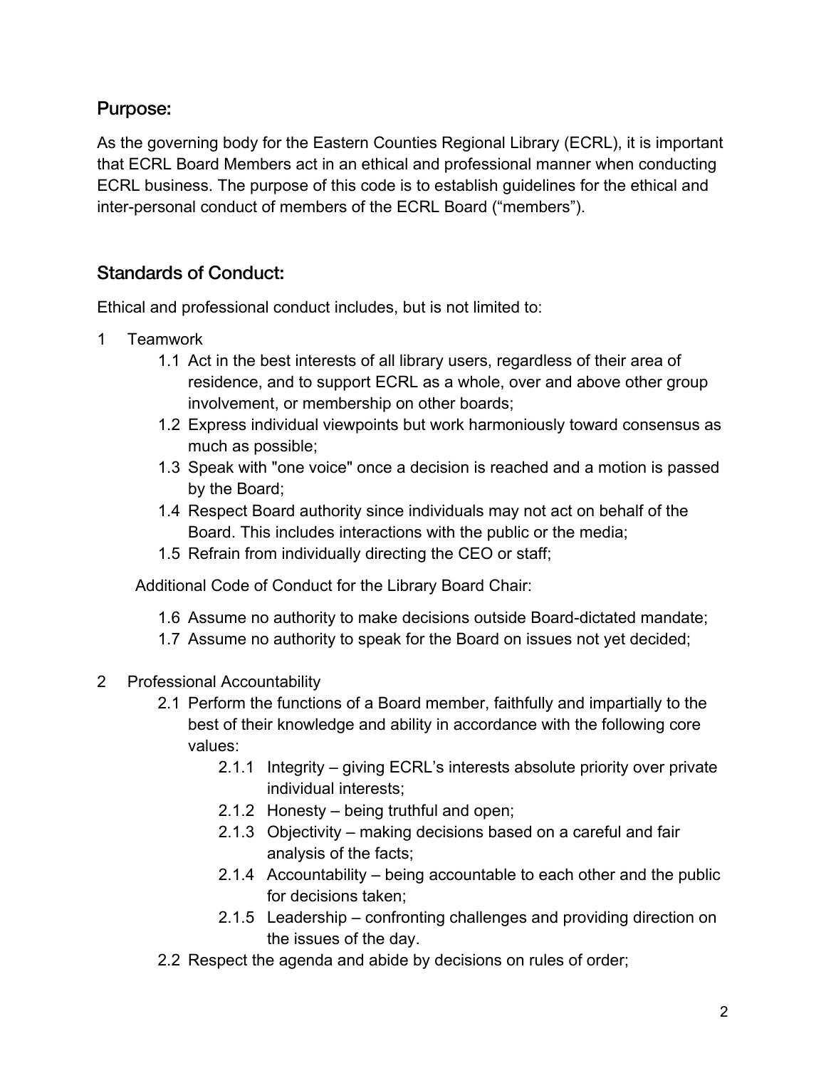## Purpose:

As the governing body for the Eastern Counties Regional Library (ECRL), it is important that ECRL Board Members act in an ethical and professional manner when conducting ECRL business. The purpose of this code is to establish guidelines for the ethical and inter-personal conduct of members of the ECRL Board ("members").

## Standards of Conduct:

Ethical and professional conduct includes, but is not limited to:

1 Teamwork

- 1.1 Act in the best interests of all library users, regardless of their area of residence, and to support ECRL as a whole, over and above other group involvement, or membership on other boards;
- 1.2 Express individual viewpoints but work harmoniously toward consensus as much as possible;
- 1.3 Speak with "one voice" once a decision is reached and a motion is passed by the Board;
- 1.4 Respect Board authority since individuals may not act on behalf of the Board. This includes interactions with the public or the media;
- 1.5 Refrain from individually directing the CEO or staff;

Additional Code of Conduct for the Library Board Chair:

- 1.6 Assume no authority to make decisions outside Board-dictated mandate;
- 1.7 Assume no authority to speak for the Board on issues not yet decided;

2 Professional Accountability

- 2.1 Perform the functions of a Board member, faithfully and impartially to the best of their knowledge and ability in accordance with the following core values:
  - 2.1.1 Integrity – giving ECRL's interests absolute priority over private individual interests;
  - 2.1.2 Honesty – being truthful and open;
  - 2.1.3 Objectivity – making decisions based on a careful and fair analysis of the facts;
  - 2.1.4 Accountability – being accountable to each other and the public for decisions taken;
  - 2.1.5 Leadership – confronting challenges and providing direction on the issues of the day.
- 2.2 Respect the agenda and abide by decisions on rules of order;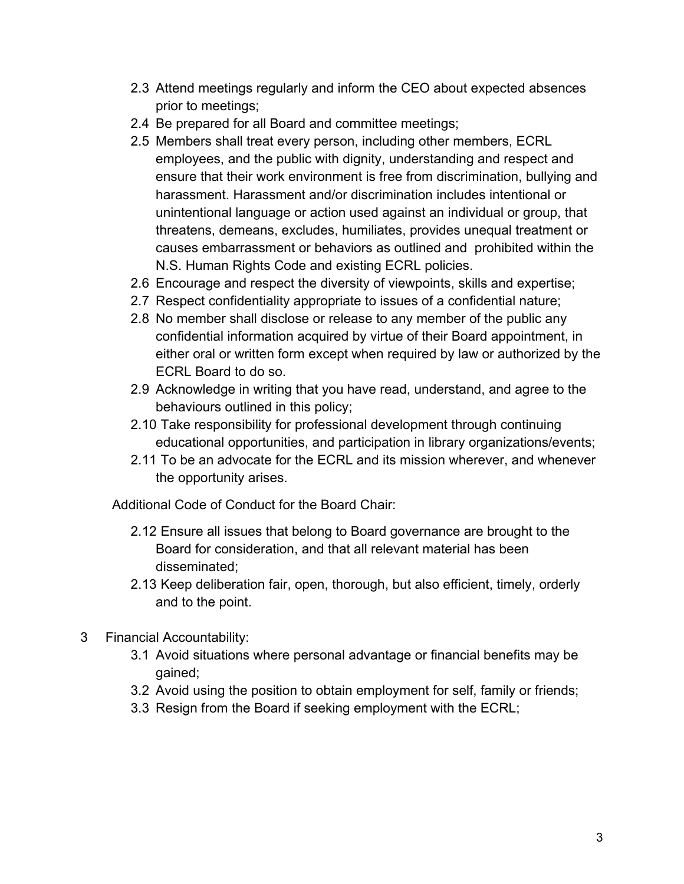- 2.3 Attend meetings regularly and inform the CEO about expected absences prior to meetings;
- 2.4 Be prepared for all Board and committee meetings;
- 2.5 Members shall treat every person, including other members, ECRL employees, and the public with dignity, understanding and respect and ensure that their work environment is free from discrimination, bullying and harassment. Harassment and/or discrimination includes intentional or unintentional language or action used against an individual or group, that threatens, demeans, excludes, humiliates, provides unequal treatment or causes embarrassment or behaviors as outlined and prohibited within the N.S. Human Rights Code and existing ECRL policies.
- 2.6 Encourage and respect the diversity of viewpoints, skills and expertise;
- 2.7 Respect confidentiality appropriate to issues of a confidential nature;
- 2.8 No member shall disclose or release to any member of the public any confidential information acquired by virtue of their Board appointment, in either oral or written form except when required by law or authorized by the ECRL Board to do so.
- 2.9 Acknowledge in writing that you have read, understand, and agree to the behaviours outlined in this policy;
- 2.10 Take responsibility for professional development through continuing educational opportunities, and participation in library organizations/events;
- 2.11 To be an advocate for the ECRL and its mission wherever, and whenever the opportunity arises.

Additional Code of Conduct for the Board Chair:

- 2.12 Ensure all issues that belong to Board governance are brought to the Board for consideration, and that all relevant material has been disseminated;
- 2.13 Keep deliberation fair, open, thorough, but also efficient, timely, orderly and to the point.

3 Financial Accountability:

- 3.1 Avoid situations where personal advantage or financial benefits may be gained;
- 3.2 Avoid using the position to obtain employment for self, family or friends;
- 3.3 Resign from the Board if seeking employment with the ECRL;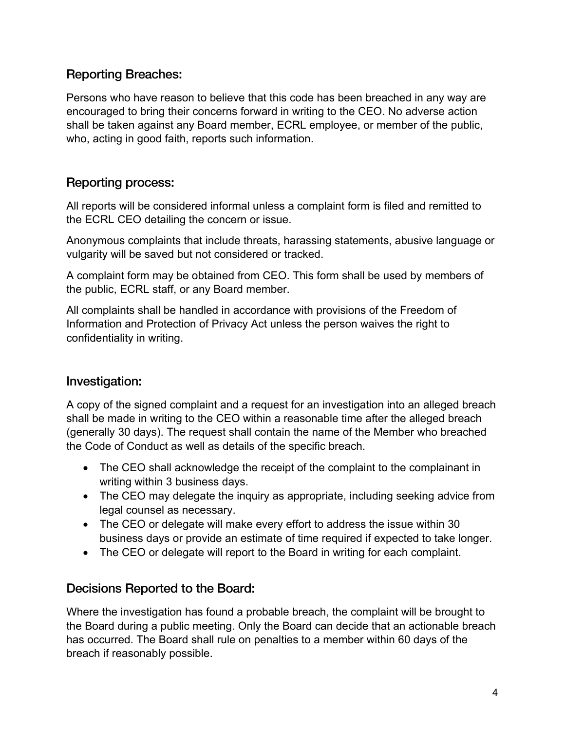## Reporting Breaches:

Persons who have reason to believe that this code has been breached in any way are encouraged to bring their concerns forward in writing to the CEO. No adverse action shall be taken against any Board member, ECRL employee, or member of the public, who, acting in good faith, reports such information.

## Reporting process:

All reports will be considered informal unless a complaint form is filed and remitted to the ECRL CEO detailing the concern or issue.

Anonymous complaints that include threats, harassing statements, abusive language or vulgarity will be saved but not considered or tracked.

A complaint form may be obtained from CEO. This form shall be used by members of the public, ECRL staff, or any Board member.

All complaints shall be handled in accordance with provisions of the Freedom of Information and Protection of Privacy Act unless the person waives the right to confidentiality in writing.

## Investigation:

A copy of the signed complaint and a request for an investigation into an alleged breach shall be made in writing to the CEO within a reasonable time after the alleged breach (generally 30 days). The request shall contain the name of the Member who breached the Code of Conduct as well as details of the specific breach.

- The CEO shall acknowledge the receipt of the complaint to the complainant in writing within 3 business days.
- The CEO may delegate the inquiry as appropriate, including seeking advice from legal counsel as necessary.
- The CEO or delegate will make every effort to address the issue within 30 business days or provide an estimate of time required if expected to take longer.
- The CEO or delegate will report to the Board in writing for each complaint.

## Decisions Reported to the Board:

Where the investigation has found a probable breach, the complaint will be brought to the Board during a public meeting. Only the Board can decide that an actionable breach has occurred. The Board shall rule on penalties to a member within 60 days of the breach if reasonably possible.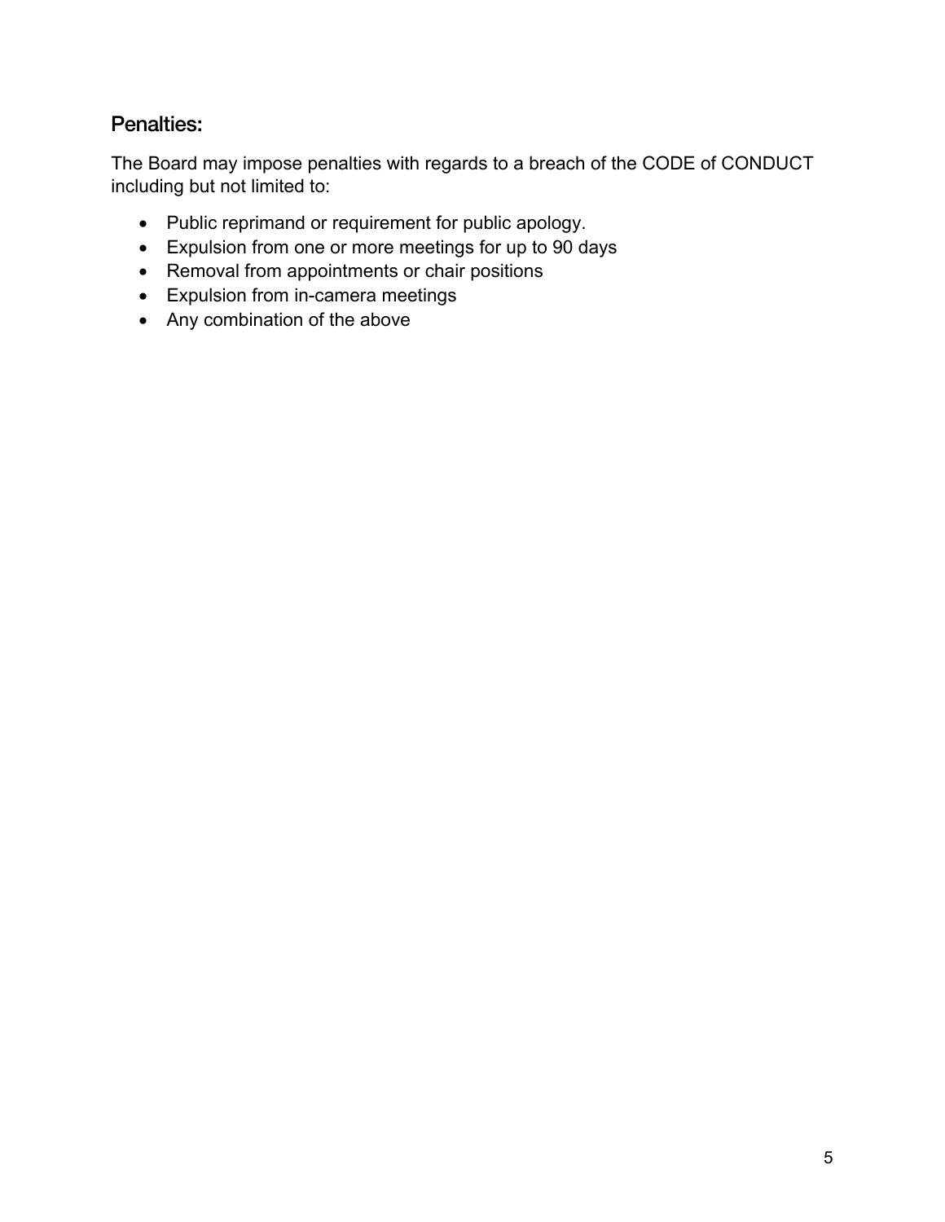## Penalties:

The Board may impose penalties with regards to a breach of the CODE of CONDUCT including but not limited to:

- Public reprimand or requirement for public apology.
- Expulsion from one or more meetings for up to 90 days
- Removal from appointments or chair positions
- Expulsion from in-camera meetings
- Any combination of the above